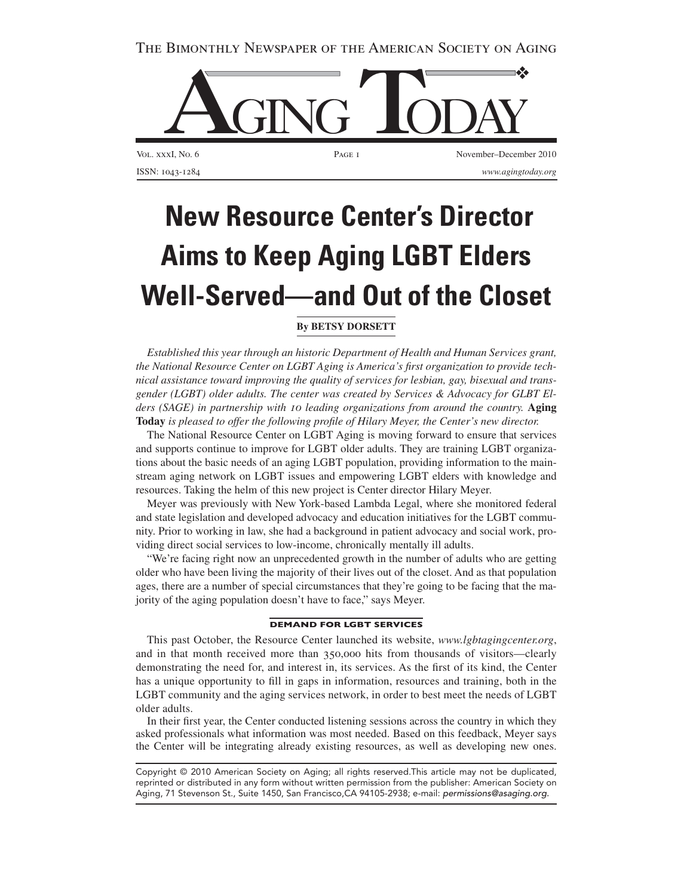# New Resource Center's Director Aims to Keep Aging LGBT Elders Well-Served—and Out of the Closet

**By BETSY DORSETT**

*Established this year through an historic Department of Health and Human Services grant, the National Resource Center on LGBT Aging is America's first organization to provide technical assistance toward improving the quality of services for lesbian, gay, bisexual and transgender (LGBT) older adults. The center was created by Services & Advocacy for GLBT Elders (SAGE) in partnership with 10 leading organizations from around the country.* **Aging Today** *is pleased to offer the following profile of Hilary Meyer, the Center's new director.*

The National Resource Center on LGBT Aging is moving forward to ensure that services and supports continue to improve for LGBT older adults. They are training LGBT organizations about the basic needs of an aging LGBT population, providing information to the mainstream aging network on LGBT issues and empowering LGBT elders with knowledge and resources. Taking the helm of this new project is Center director Hilary Meyer.

Meyer was previously with New York-based Lambda Legal, where she monitored federal and state legislation and developed advocacy and education initiatives for the LGBT community. Prior to working in law, she had a background in patient advocacy and social work, providing direct social services to low-income, chronically mentally ill adults.

"We're facing right now an unprecedented growth in the number of adults who are getting older who have been living the majority of their lives out of the closet. And as that population ages, there are a number of special circumstances that they're going to be facing that the majority of the aging population doesn't have to face," says Meyer.

## DEMAND FOR LGBT SERVICES

This past October, the Resource Center launched its website, *www.lgbtagingcenter.org*, and in that month received more than 350,000 hits from thousands of visitors—clearly demonstrating the need for, and interest in, its services. As the first of its kind, the Center has a unique opportunity to fill in gaps in information, resources and training, both in the LGBT community and the aging services network, in order to best meet the needs of LGBT older adults.

In their first year, the Center conducted listening sessions across the country in which they asked professionals what information was most needed. Based on this feedback, Meyer says the Center will be integrating already existing resources, as well as developing new ones.

Copyright © 2010 American Society on Aging; all rights reserved.This article may not be duplicated, reprinted or distributed in any form without written permission from the publisher: American Society on Aging, 71 Stevenson St., Suite 1450, San Francisco,CA 94105-2938; e-mail: *permissions@asaging.org.*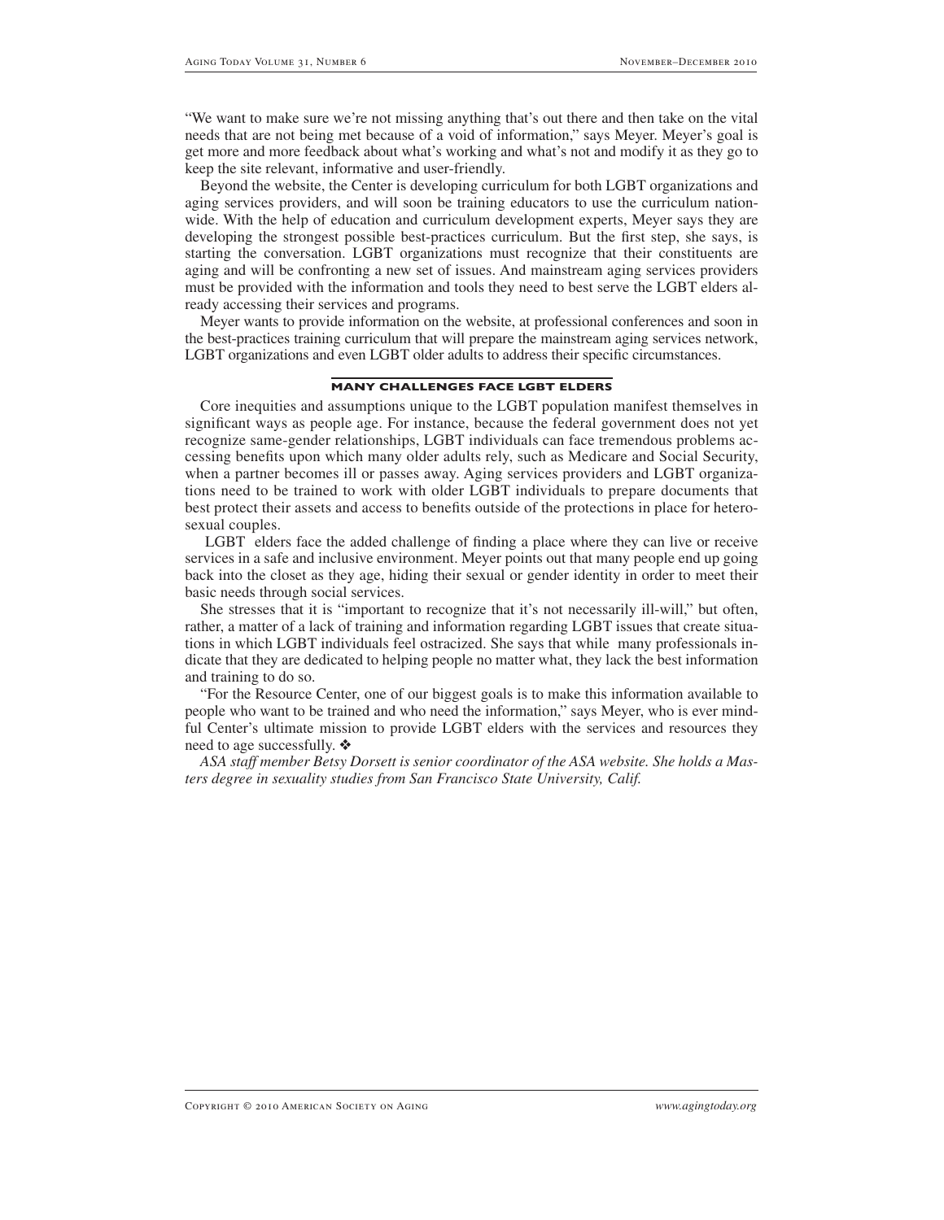"We want to make sure we're not missing anything that's out there and then take on the vital needs that are not being met because of a void of information," says Meyer. Meyer's goal is get more and more feedback about what's working and what's not and modify it as they go to keep the site relevant, informative and user-friendly.

Beyond the website, the Center is developing curriculum for both LGBT organizations and aging services providers, and will soon be training educators to use the curriculum nationwide. With the help of education and curriculum development experts, Meyer says they are developing the strongest possible best-practices curriculum. But the first step, she says, is starting the conversation. LGBT organizations must recognize that their constituents are aging and will be confronting a new set of issues. And mainstream aging services providers must be provided with the information and tools they need to best serve the LGBT elders already accessing their services and programs.

Meyer wants to provide information on the website, at professional conferences and soon in the best-practices training curriculum that will prepare the mainstream aging services network, LGBT organizations and even LGBT older adults to address their specific circumstances.

## MANY CHALLENGES FACE LGBT ELDERS

Core inequities and assumptions unique to the LGBT population manifest themselves in significant ways as people age. For instance, because the federal government does not yet recognize same-gender relationships, LGBT individuals can face tremendous problems accessing benefits upon which many older adults rely, such as Medicare and Social Security, when a partner becomes ill or passes away. Aging services providers and LGBT organizations need to be trained to work with older LGBT individuals to prepare documents that best protect their assets and access to benefits outside of the protections in place for heterosexual couples.

LGBT elders face the added challenge of finding a place where they can live or receive services in a safe and inclusive environment. Meyer points out that many people end up going back into the closet as they age, hiding their sexual or gender identity in order to meet their basic needs through social services.

She stresses that it is "important to recognize that it's not necessarily ill-will," but often, rather, a matter of a lack of training and information regarding LGBT issues that create situations in which LGBT individuals feel ostracized. She says that while many professionals indicate that they are dedicated to helping people no matter what, they lack the best information and training to do so.

"For the Resource Center, one of our biggest goals is to make this information available to people who want to be trained and who need the information," says Meyer, who is ever mindful Center's ultimate mission to provide LGBT elders with the services and resources they need to age successfully. ❖

*ASA staff member Betsy Dorsett is senior coordinator of the ASA website. She holds a Masters degree in sexuality studies from San Francisco State University, Calif.*